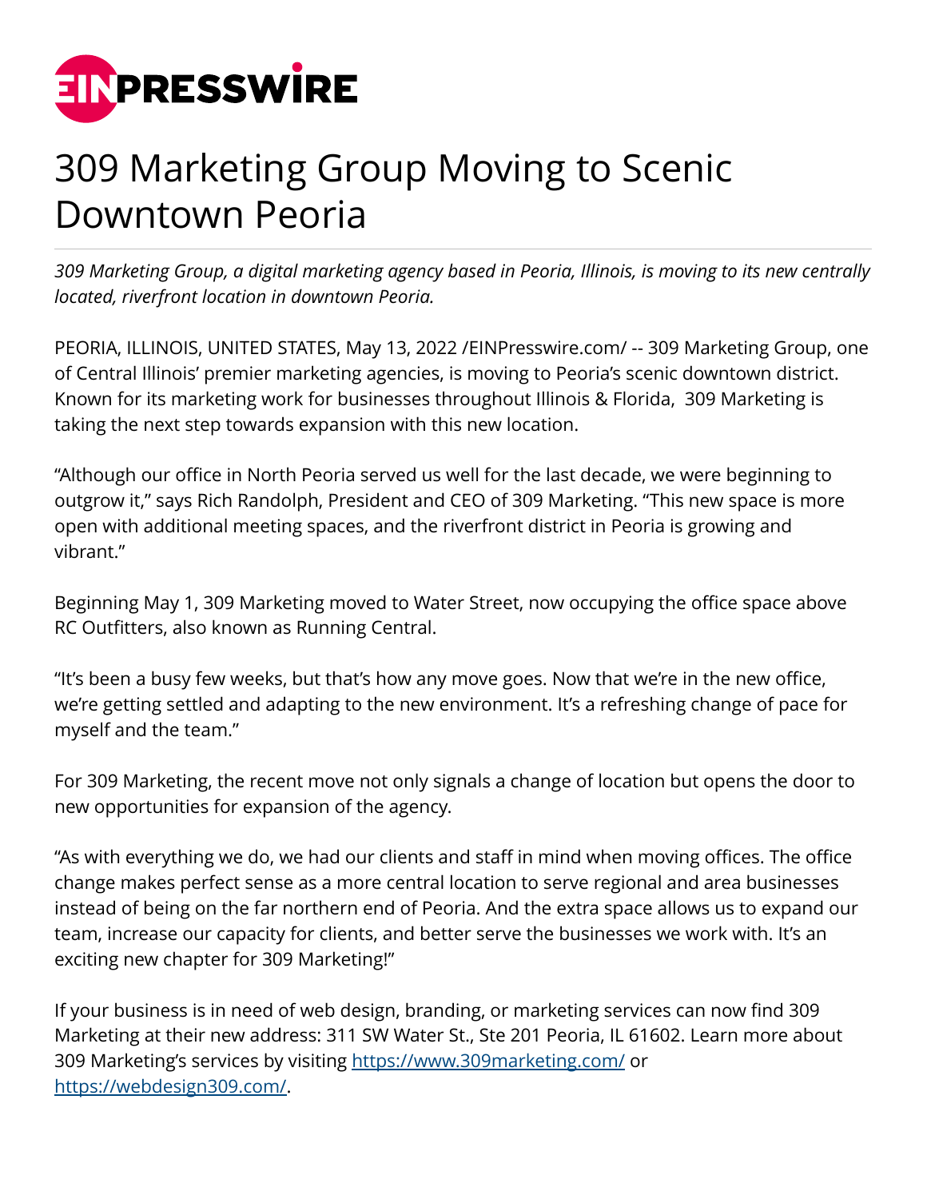# 309 Marketing Group Moving to Scenic Downtown Peoria

*309 Marketing Group, a digital marketing agency based in Peoria, Illinois, is moving to its new centrally located, riverfront location in downtown Peoria.*

PEORIA, ILLINOIS, UNITED STATES, May 13, 2022 /EINPresswire.com/ -- 309 Marketing Group, one of Central Illinois' premier marketing agencies, is moving to Peoria's scenic downtown district. Known for its marketing work for businesses throughout Illinois & Florida, 309 Marketing is taking the next step towards expansion with this new location.

"Although our office in North Peoria served us well for the last decade, we were beginning to outgrow it," says Rich Randolph, President and CEO of 309 Marketing. "This new space is more open with additional meeting spaces, and the riverfront district in Peoria is growing and vibrant."

Beginning May 1, 309 Marketing moved to Water Street, now occupying the office space above RC Outfitters, also known as Running Central.

"It's been a busy few weeks, but that's how any move goes. Now that we're in the new office, we're getting settled and adapting to the new environment. It's a refreshing change of pace for myself and the team."

For 309 Marketing, the recent move not only signals a change of location but opens the door to new opportunities for expansion of the agency.

"As with everything we do, we had our clients and staff in mind when moving offices. The office change makes perfect sense as a more central location to serve regional and area businesses instead of being on the far northern end of Peoria. And the extra space allows us to expand our team, increase our capacity for clients, and better serve the businesses we work with. It's an exciting new chapter for 309 Marketing!"

If your business is in need of web design, branding, or marketing services can now find 309 Marketing at their new address: 311 SW Water St., Ste 201 Peoria, IL 61602. Learn more about 309 Marketing's services by visiting https://www.309marketing.com/ or https://webdesign309.com/.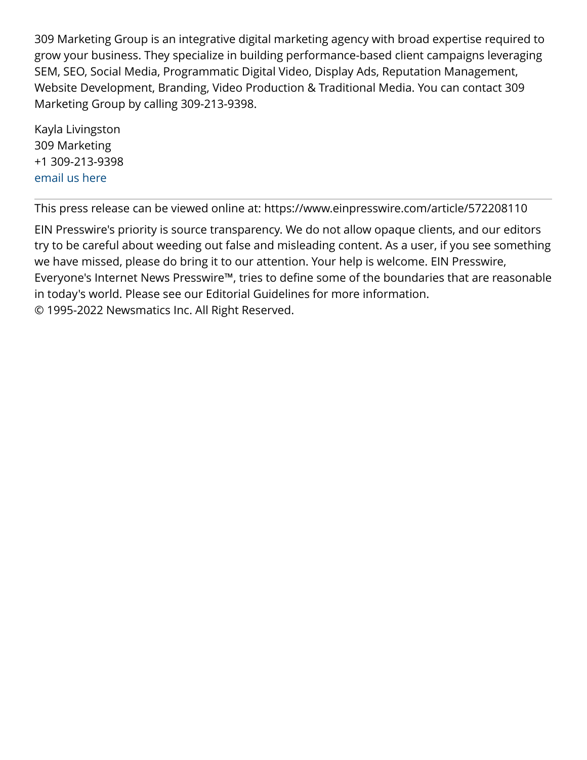309 Marketing Group is an integrative digital marketing agency with broad expertise required to grow your business. They specialize in building performance-based client campaigns leveraging SEM, SEO, Social Media, Programmatic Digital Video, Display Ads, Reputation Management, Website Development, Branding, Video Production & Traditional Media. You can contact 309 Marketing Group by calling 309-213-9398.

Kayla Livingston
309 Marketing
+1 309-213-9398
email us here

---

This press release can be viewed online at: https://www.einpresswire.com/article/572208110

EIN Presswire's priority is source transparency. We do not allow opaque clients, and our editors try to be careful about weeding out false and misleading content. As a user, if you see something we have missed, please do bring it to our attention. Your help is welcome. EIN Presswire, Everyone's Internet News Presswire™, tries to define some of the boundaries that are reasonable in today's world. Please see our Editorial Guidelines for more information.
© 1995-2022 Newsmatics Inc. All Right Reserved.